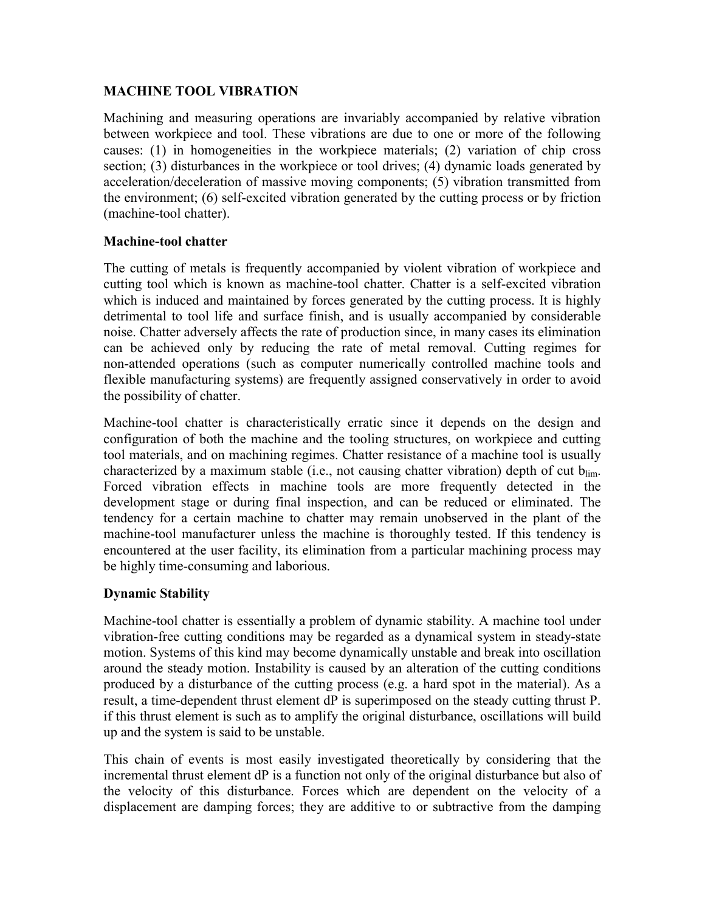# MACHINE TOOL VIBRATION

Machining and measuring operations are invariably accompanied by relative vibration between workpiece and tool. These vibrations are due to one or more of the following causes: (1) in homogeneities in the workpiece materials; (2) variation of chip cross section; (3) disturbances in the workpiece or tool drives; (4) dynamic loads generated by acceleration/deceleration of massive moving components; (5) vibration transmitted from the environment; (6) self-excited vibration generated by the cutting process or by friction (machine-tool chatter).

## Machine-tool chatter

The cutting of metals is frequently accompanied by violent vibration of workpiece and cutting tool which is known as machine-tool chatter. Chatter is a self-excited vibration which is induced and maintained by forces generated by the cutting process. It is highly detrimental to tool life and surface finish, and is usually accompanied by considerable noise. Chatter adversely affects the rate of production since, in many cases its elimination can be achieved only by reducing the rate of metal removal. Cutting regimes for non-attended operations (such as computer numerically controlled machine tools and flexible manufacturing systems) are frequently assigned conservatively in order to avoid the possibility of chatter.

Machine-tool chatter is characteristically erratic since it depends on the design and configuration of both the machine and the tooling structures, on workpiece and cutting tool materials, and on machining regimes. Chatter resistance of a machine tool is usually characterized by a maximum stable (i.e., not causing chatter vibration) depth of cut $b_{lim}$. Forced vibration effects in machine tools are more frequently detected in the development stage or during final inspection, and can be reduced or eliminated. The tendency for a certain machine to chatter may remain unobserved in the plant of the machine-tool manufacturer unless the machine is thoroughly tested. If this tendency is encountered at the user facility, its elimination from a particular machining process may be highly time-consuming and laborious.

## Dynamic Stability

Machine-tool chatter is essentially a problem of dynamic stability. A machine tool under vibration-free cutting conditions may be regarded as a dynamical system in steady-state motion. Systems of this kind may become dynamically unstable and break into oscillation around the steady motion. Instability is caused by an alteration of the cutting conditions produced by a disturbance of the cutting process (e.g. a hard spot in the material). As a result, a time-dependent thrust element dP is superimposed on the steady cutting thrust P. if this thrust element is such as to amplify the original disturbance, oscillations will build up and the system is said to be unstable.

This chain of events is most easily investigated theoretically by considering that the incremental thrust element dP is a function not only of the original disturbance but also of the velocity of this disturbance. Forces which are dependent on the velocity of a displacement are damping forces; they are additive to or subtractive from the damping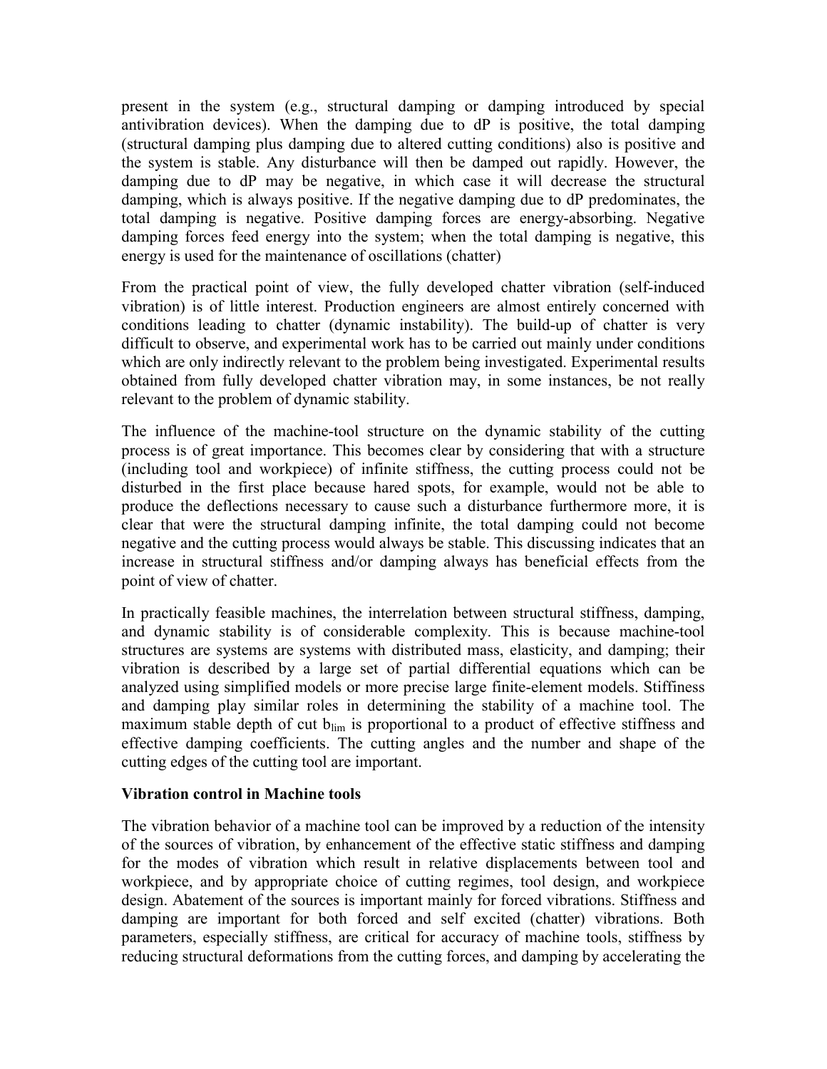present in the system (e.g., structural damping or damping introduced by special antivibration devices). When the damping due to dP is positive, the total damping (structural damping plus damping due to altered cutting conditions) also is positive and the system is stable. Any disturbance will then be damped out rapidly. However, the damping due to dP may be negative, in which case it will decrease the structural damping, which is always positive. If the negative damping due to dP predominates, the total damping is negative. Positive damping forces are energy-absorbing. Negative damping forces feed energy into the system; when the total damping is negative, this energy is used for the maintenance of oscillations (chatter)

From the practical point of view, the fully developed chatter vibration (self-induced vibration) is of little interest. Production engineers are almost entirely concerned with conditions leading to chatter (dynamic instability). The build-up of chatter is very difficult to observe, and experimental work has to be carried out mainly under conditions which are only indirectly relevant to the problem being investigated. Experimental results obtained from fully developed chatter vibration may, in some instances, be not really relevant to the problem of dynamic stability.

The influence of the machine-tool structure on the dynamic stability of the cutting process is of great importance. This becomes clear by considering that with a structure (including tool and workpiece) of infinite stiffness, the cutting process could not be disturbed in the first place because hared spots, for example, would not be able to produce the deflections necessary to cause such a disturbance furthermore more, it is clear that were the structural damping infinite, the total damping could not become negative and the cutting process would always be stable. This discussing indicates that an increase in structural stiffness and/or damping always has beneficial effects from the point of view of chatter.

In practically feasible machines, the interrelation between structural stiffness, damping, and dynamic stability is of considerable complexity. This is because machine-tool structures are systems are systems with distributed mass, elasticity, and damping; their vibration is described by a large set of partial differential equations which can be analyzed using simplified models or more precise large finite-element models. Stiffness and damping play similar roles in determining the stability of a machine tool. The maximum stable depth of cut $b_{lim}$ is proportional to a product of effective stiffness and effective damping coefficients. The cutting angles and the number and shape of the cutting edges of the cutting tool are important.

**Vibration control in Machine tools**

The vibration behavior of a machine tool can be improved by a reduction of the intensity of the sources of vibration, by enhancement of the effective static stiffness and damping for the modes of vibration which result in relative displacements between tool and workpiece, and by appropriate choice of cutting regimes, tool design, and workpiece design. Abatement of the sources is important mainly for forced vibrations. Stiffness and damping are important for both forced and self excited (chatter) vibrations. Both parameters, especially stiffness, are critical for accuracy of machine tools, stiffness by reducing structural deformations from the cutting forces, and damping by accelerating the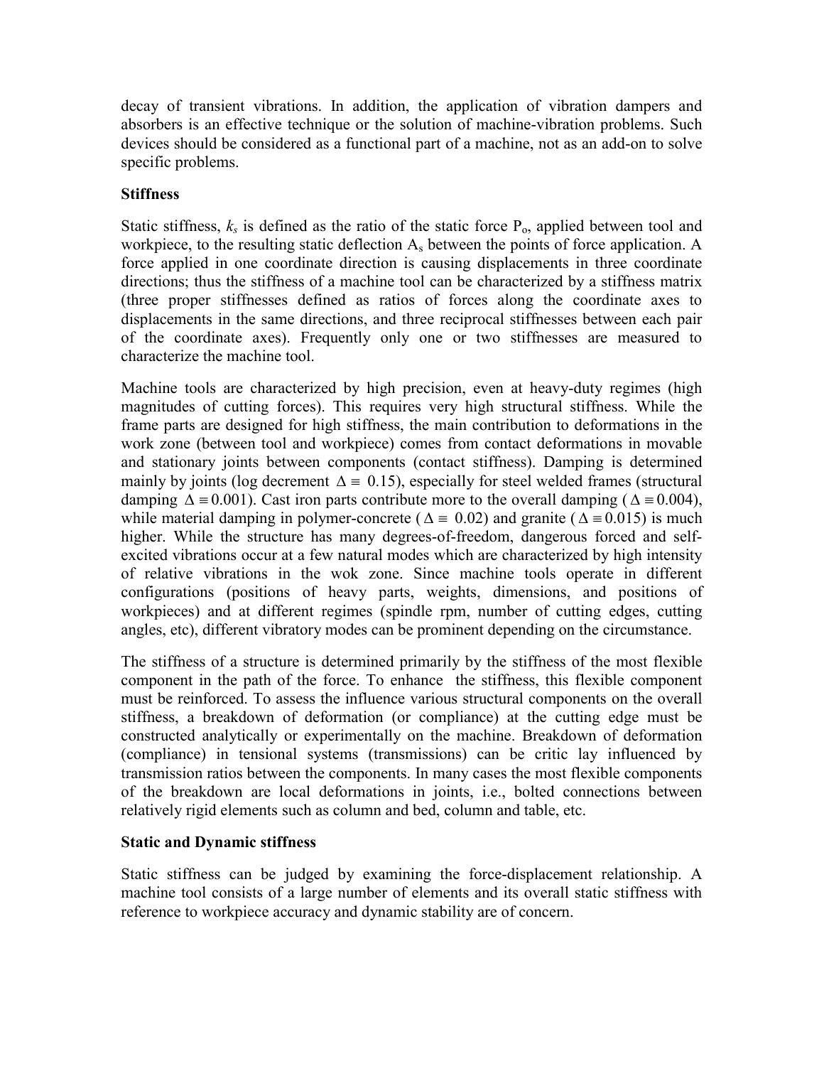decay of transient vibrations. In addition, the application of vibration dampers and absorbers is an effective technique or the solution of machine-vibration problems. Such devices should be considered as a functional part of a machine, not as an add-on to solve specific problems.

**Stiffness**

Static stiffness, $k_s$ is defined as the ratio of the static force $P_o$, applied between tool and workpiece, to the resulting static deflection $A_s$ between the points of force application. A force applied in one coordinate direction is causing displacements in three coordinate directions; thus the stiffness of a machine tool can be characterized by a stiffness matrix (three proper stiffnesses defined as ratios of forces along the coordinate axes to displacements in the same directions, and three reciprocal stiffnesses between each pair of the coordinate axes). Frequently only one or two stiffnesses are measured to characterize the machine tool.

Machine tools are characterized by high precision, even at heavy-duty regimes (high magnitudes of cutting forces). This requires very high structural stiffness. While the frame parts are designed for high stiffness, the main contribution to deformations in the work zone (between tool and workpiece) comes from contact deformations in movable and stationary joints between components (contact stiffness). Damping is determined mainly by joints (log decrement $\Delta \equiv 0.15$), especially for steel welded frames (structural damping $\Delta \equiv 0.001$). Cast iron parts contribute more to the overall damping ($\Delta \equiv 0.004$), while material damping in polymer-concrete ($\Delta \equiv 0.02$) and granite ($\Delta \equiv 0.015$) is much higher. While the structure has many degrees-of-freedom, dangerous forced and self-excited vibrations occur at a few natural modes which are characterized by high intensity of relative vibrations in the wok zone. Since machine tools operate in different configurations (positions of heavy parts, weights, dimensions, and positions of workpieces) and at different regimes (spindle rpm, number of cutting edges, cutting angles, etc), different vibratory modes can be prominent depending on the circumstance.

The stiffness of a structure is determined primarily by the stiffness of the most flexible component in the path of the force. To enhance the stiffness, this flexible component must be reinforced. To assess the influence various structural components on the overall stiffness, a breakdown of deformation (or compliance) at the cutting edge must be constructed analytically or experimentally on the machine. Breakdown of deformation (compliance) in tensional systems (transmissions) can be critic lay influenced by transmission ratios between the components. In many cases the most flexible components of the breakdown are local deformations in joints, i.e., bolted connections between relatively rigid elements such as column and bed, column and table, etc.

**Static and Dynamic stiffness**

Static stiffness can be judged by examining the force-displacement relationship. A machine tool consists of a large number of elements and its overall static stiffness with reference to workpiece accuracy and dynamic stability are of concern.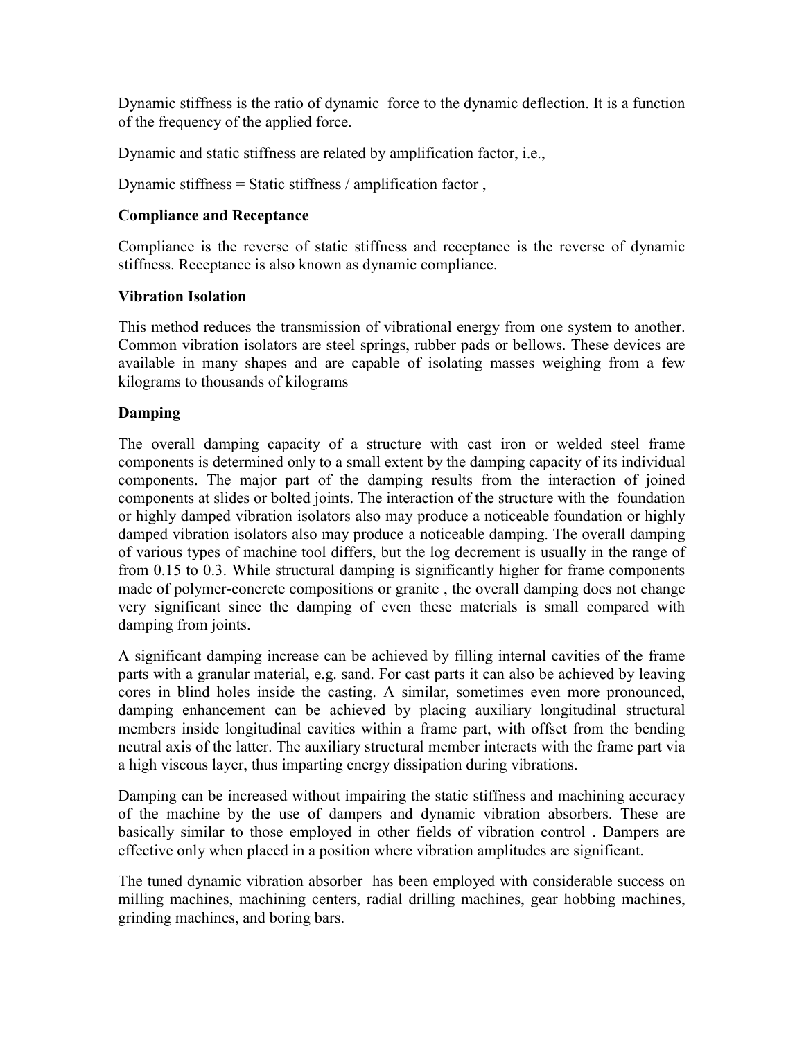Dynamic stiffness is the ratio of dynamic force to the dynamic deflection. It is a function of the frequency of the applied force.

Dynamic and static stiffness are related by amplification factor, i.e.,

Dynamic stiffness = Static stiffness / amplification factor ,

**Compliance and Receptance**

Compliance is the reverse of static stiffness and receptance is the reverse of dynamic stiffness. Receptance is also known as dynamic compliance.

**Vibration Isolation**

This method reduces the transmission of vibrational energy from one system to another. Common vibration isolators are steel springs, rubber pads or bellows. These devices are available in many shapes and are capable of isolating masses weighing from a few kilograms to thousands of kilograms

**Damping**

The overall damping capacity of a structure with cast iron or welded steel frame components is determined only to a small extent by the damping capacity of its individual components. The major part of the damping results from the interaction of joined components at slides or bolted joints. The interaction of the structure with the foundation or highly damped vibration isolators also may produce a noticeable foundation or highly damped vibration isolators also may produce a noticeable damping. The overall damping of various types of machine tool differs, but the log decrement is usually in the range of from 0.15 to 0.3. While structural damping is significantly higher for frame components made of polymer-concrete compositions or granite , the overall damping does not change very significant since the damping of even these materials is small compared with damping from joints.

A significant damping increase can be achieved by filling internal cavities of the frame parts with a granular material, e.g. sand. For cast parts it can also be achieved by leaving cores in blind holes inside the casting. A similar, sometimes even more pronounced, damping enhancement can be achieved by placing auxiliary longitudinal structural members inside longitudinal cavities within a frame part, with offset from the bending neutral axis of the latter. The auxiliary structural member interacts with the frame part via a high viscous layer, thus imparting energy dissipation during vibrations.

Damping can be increased without impairing the static stiffness and machining accuracy of the machine by the use of dampers and dynamic vibration absorbers. These are basically similar to those employed in other fields of vibration control . Dampers are effective only when placed in a position where vibration amplitudes are significant.

The tuned dynamic vibration absorber has been employed with considerable success on milling machines, machining centers, radial drilling machines, gear hobbing machines, grinding machines, and boring bars.